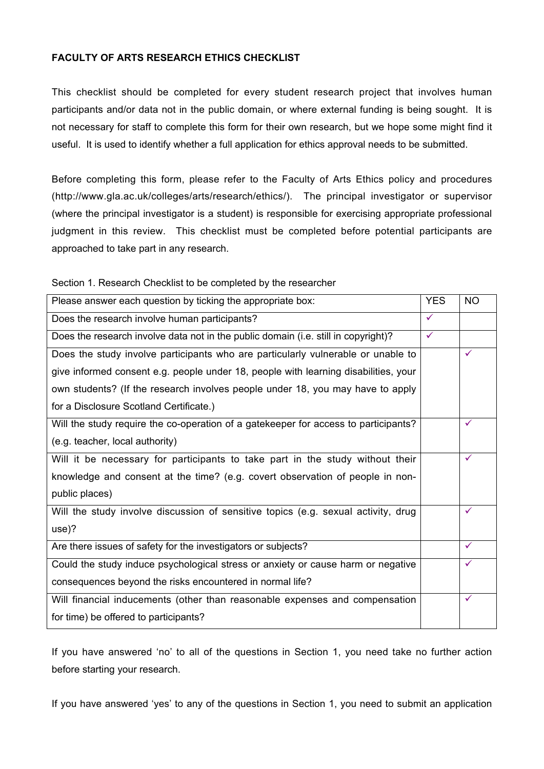**FACULTY OF ARTS RESEARCH ETHICS CHECKLIST**

This checklist should be completed for every student research project that involves human participants and/or data not in the public domain, or where external funding is being sought. It is not necessary for staff to complete this form for their own research, but we hope some might find it useful. It is used to identify whether a full application for ethics approval needs to be submitted.

Before completing this form, please refer to the Faculty of Arts Ethics policy and procedures (http://www.gla.ac.uk/colleges/arts/research/ethics/). The principal investigator or supervisor (where the principal investigator is a student) is responsible for exercising appropriate professional judgment in this review. This checklist must be completed before potential participants are approached to take part in any research.

Section 1. Research Checklist to be completed by the researcher

| Please answer each question by ticking the appropriate box: | YES | NO |
|---|---|---|
| Does the research involve human participants? | ✓ | |
| Does the research involve data not in the public domain (i.e. still in copyright)? | ✓ | |
| Does the study involve participants who are particularly vulnerable or unable to give informed consent e.g. people under 18, people with learning disabilities, your own students? (If the research involves people under 18, you may have to apply for a Disclosure Scotland Certificate.) | | ✓ |
| Will the study require the co-operation of a gatekeeper for access to participants? (e.g. teacher, local authority) | | ✓ |
| Will it be necessary for participants to take part in the study without their knowledge and consent at the time? (e.g. covert observation of people in non-public places) | | ✓ |
| Will the study involve discussion of sensitive topics (e.g. sexual activity, drug use)? | | ✓ |
| Are there issues of safety for the investigators or subjects? | | ✓ |
| Could the study induce psychological stress or anxiety or cause harm or negative consequences beyond the risks encountered in normal life? | | ✓ |
| Will financial inducements (other than reasonable expenses and compensation for time) be offered to participants? | | ✓ |

If you have answered 'no' to all of the questions in Section 1, you need take no further action before starting your research.

If you have answered 'yes' to any of the questions in Section 1, you need to submit an application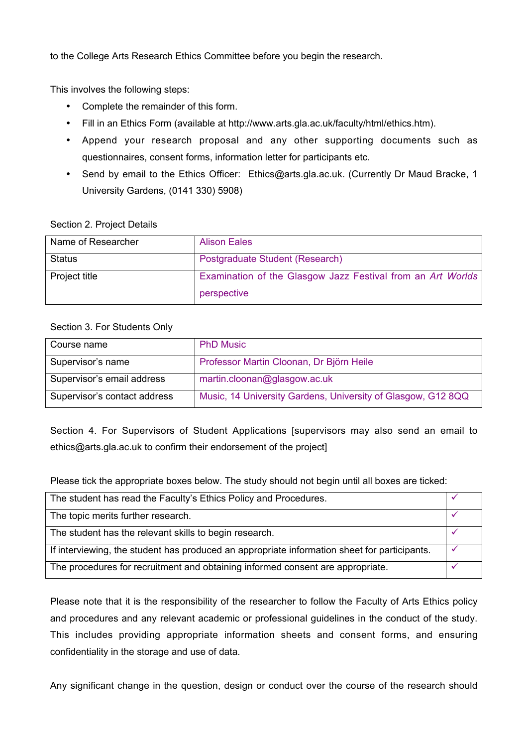to the College Arts Research Ethics Committee before you begin the research.

This involves the following steps:

- Complete the remainder of this form.
- Fill in an Ethics Form (available at http://www.arts.gla.ac.uk/faculty/html/ethics.htm).
- Append your research proposal and any other supporting documents such as questionnaires, consent forms, information letter for participants etc.
- Send by email to the Ethics Officer: Ethics@arts.gla.ac.uk. (Currently Dr Maud Bracke, 1 University Gardens, (0141 330) 5908)

Section 2. Project Details

| | |
|---|---|
| Name of Researcher | Alison Eales |
| Status | Postgraduate Student (Research) |
| Project title | Examination of the Glasgow Jazz Festival from an *Art Worlds* perspective |

Section 3. For Students Only

| | |
|---|---|
| Course name | PhD Music |
| Supervisor's name | Professor Martin Cloonan, Dr Björn Heile |
| Supervisor's email address | martin.cloonan@glasgow.ac.uk |
| Supervisor's contact address | Music, 14 University Gardens, University of Glasgow, G12 8QQ |

Section 4. For Supervisors of Student Applications [supervisors may also send an email to ethics@arts.gla.ac.uk to confirm their endorsement of the project]

Please tick the appropriate boxes below. The study should not begin until all boxes are ticked:

| | |
|---|---|
| The student has read the Faculty's Ethics Policy and Procedures. | ✓ |
| The topic merits further research. | ✓ |
| The student has the relevant skills to begin research. | ✓ |
| If interviewing, the student has produced an appropriate information sheet for participants. | ✓ |
| The procedures for recruitment and obtaining informed consent are appropriate. | ✓ |

Please note that it is the responsibility of the researcher to follow the Faculty of Arts Ethics policy and procedures and any relevant academic or professional guidelines in the conduct of the study. This includes providing appropriate information sheets and consent forms, and ensuring confidentiality in the storage and use of data.

Any significant change in the question, design or conduct over the course of the research should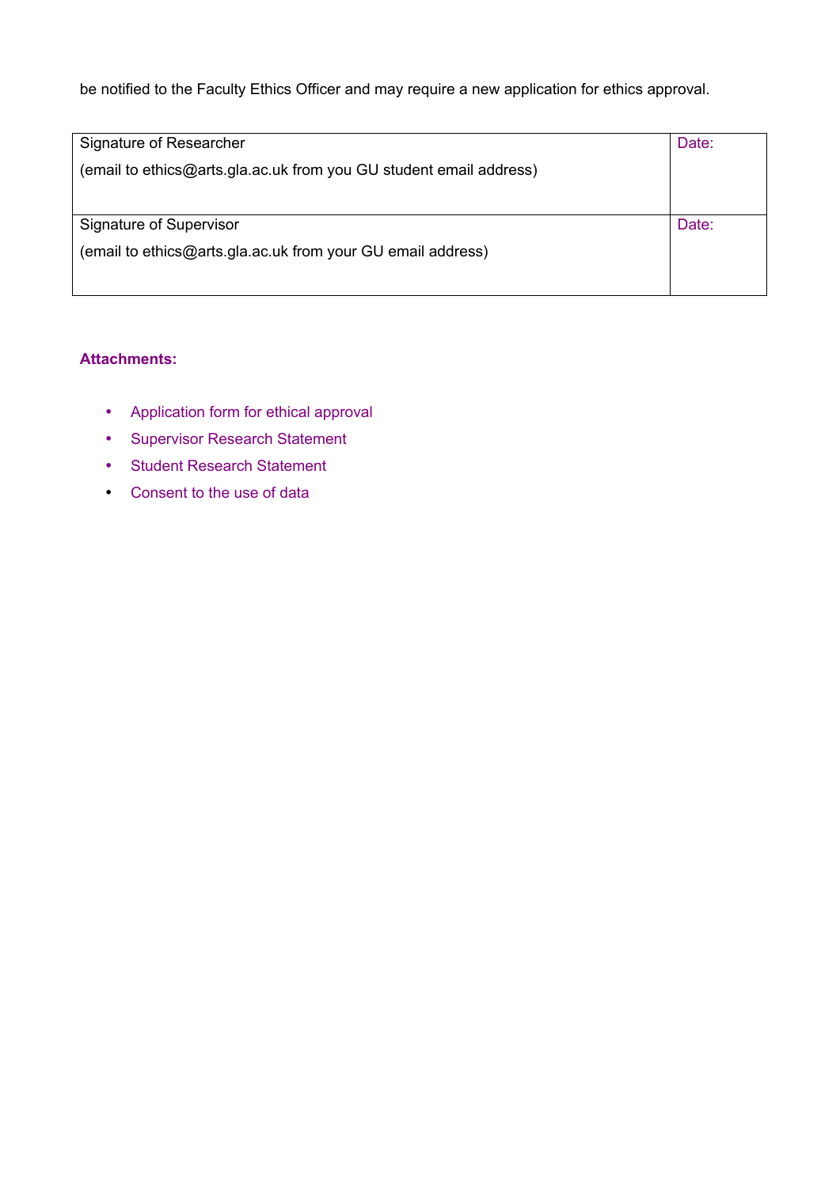be notified to the Faculty Ethics Officer and may require a new application for ethics approval.

| Signature of Researcher<br>(email to ethics@arts.gla.ac.uk from you GU student email address) | Date: |
| --- | --- |
| Signature of Supervisor<br>(email to ethics@arts.gla.ac.uk from your GU email address) | Date: |

**Attachments:**

- Application form for ethical approval
- Supervisor Research Statement
- Student Research Statement
- Consent to the use of data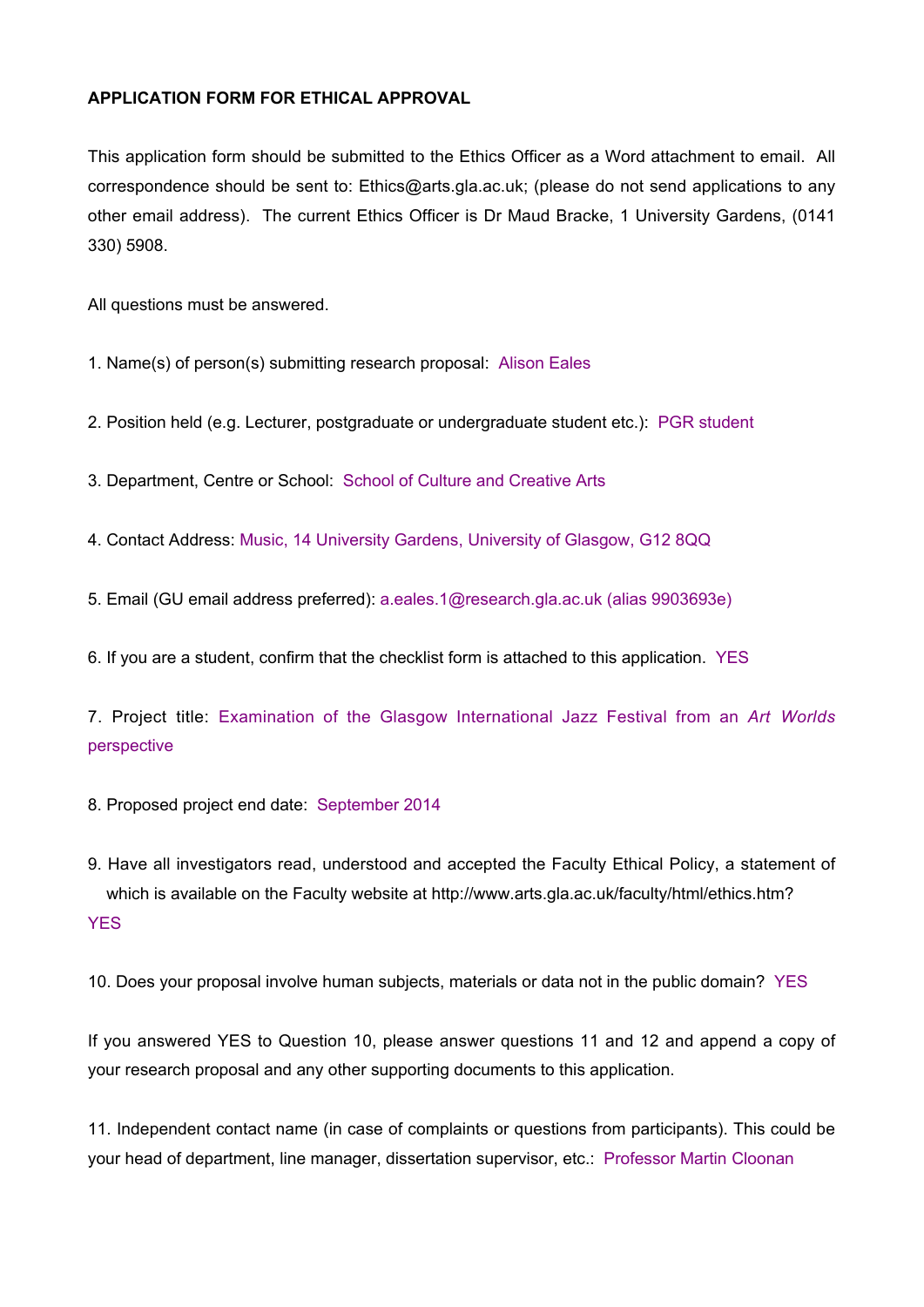**APPLICATION FORM FOR ETHICAL APPROVAL**

This application form should be submitted to the Ethics Officer as a Word attachment to email. All correspondence should be sent to: Ethics@arts.gla.ac.uk; (please do not send applications to any other email address). The current Ethics Officer is Dr Maud Bracke, 1 University Gardens, (0141 330) 5908.

All questions must be answered.

1. Name(s) of person(s) submitting research proposal: Alison Eales

2. Position held (e.g. Lecturer, postgraduate or undergraduate student etc.): PGR student

3. Department, Centre or School: School of Culture and Creative Arts

4. Contact Address: Music, 14 University Gardens, University of Glasgow, G12 8QQ

5. Email (GU email address preferred): a.eales.1@research.gla.ac.uk (alias 9903693e)

6. If you are a student, confirm that the checklist form is attached to this application. YES

7. Project title: Examination of the Glasgow International Jazz Festival from an *Art Worlds* perspective

8. Proposed project end date: September 2014

9. Have all investigators read, understood and accepted the Faculty Ethical Policy, a statement of which is available on the Faculty website at http://www.arts.gla.ac.uk/faculty/html/ethics.htm? YES

10. Does your proposal involve human subjects, materials or data not in the public domain? YES

If you answered YES to Question 10, please answer questions 11 and 12 and append a copy of your research proposal and any other supporting documents to this application.

11. Independent contact name (in case of complaints or questions from participants). This could be your head of department, line manager, dissertation supervisor, etc.: Professor Martin Cloonan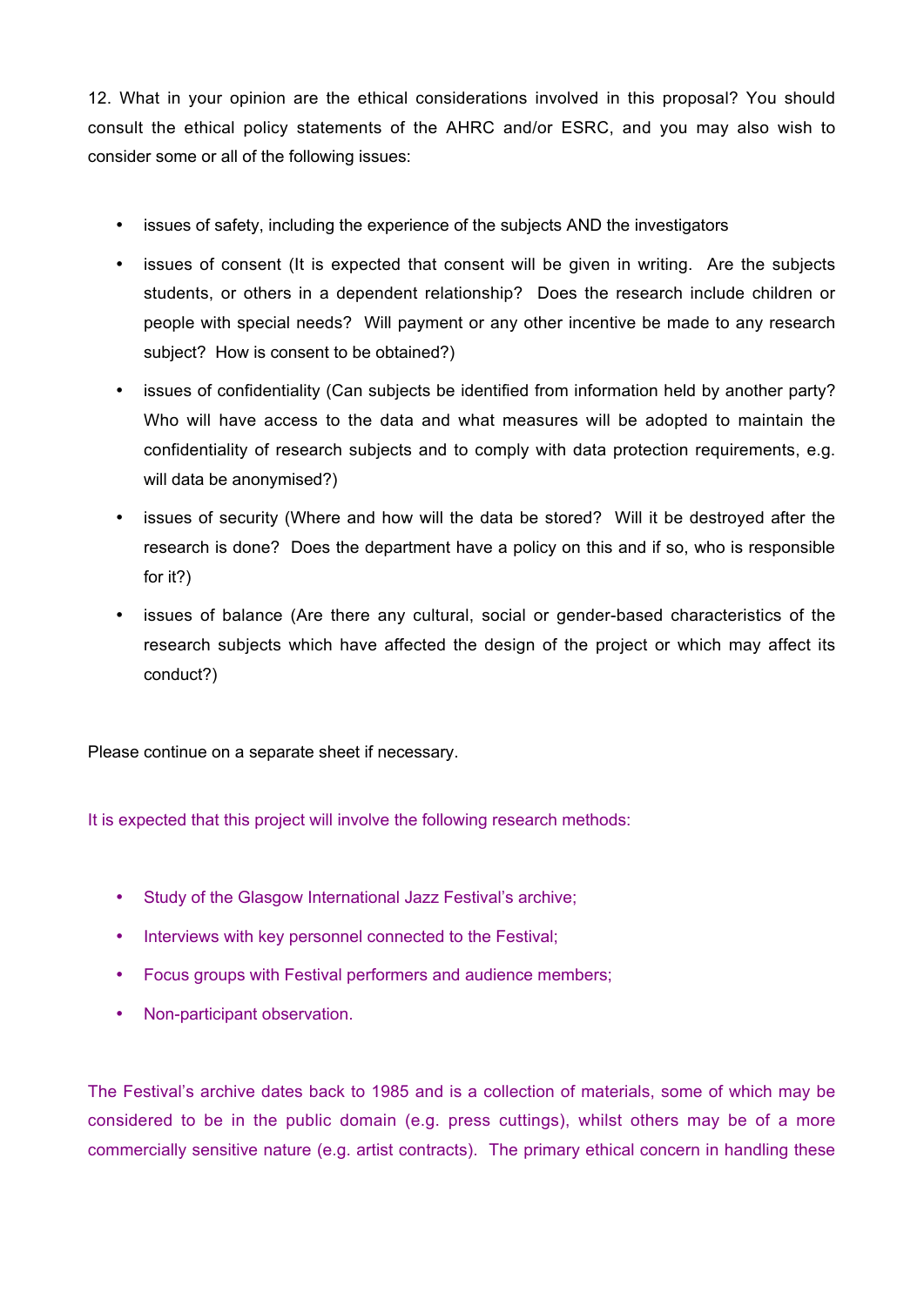12. What in your opinion are the ethical considerations involved in this proposal? You should consult the ethical policy statements of the AHRC and/or ESRC, and you may also wish to consider some or all of the following issues:

- issues of safety, including the experience of the subjects AND the investigators
- issues of consent (It is expected that consent will be given in writing. Are the subjects students, or others in a dependent relationship? Does the research include children or people with special needs? Will payment or any other incentive be made to any research subject? How is consent to be obtained?)
- issues of confidentiality (Can subjects be identified from information held by another party? Who will have access to the data and what measures will be adopted to maintain the confidentiality of research subjects and to comply with data protection requirements, e.g. will data be anonymised?)
- issues of security (Where and how will the data be stored? Will it be destroyed after the research is done? Does the department have a policy on this and if so, who is responsible for it?)
- issues of balance (Are there any cultural, social or gender-based characteristics of the research subjects which have affected the design of the project or which may affect its conduct?)

Please continue on a separate sheet if necessary.

It is expected that this project will involve the following research methods:

- Study of the Glasgow International Jazz Festival's archive;
- Interviews with key personnel connected to the Festival;
- Focus groups with Festival performers and audience members;
- Non-participant observation.

The Festival's archive dates back to 1985 and is a collection of materials, some of which may be considered to be in the public domain (e.g. press cuttings), whilst others may be of a more commercially sensitive nature (e.g. artist contracts). The primary ethical concern in handling these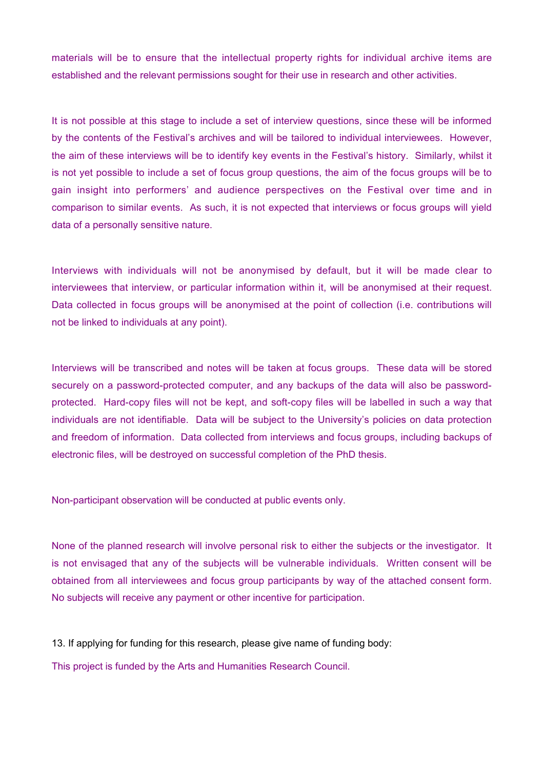materials will be to ensure that the intellectual property rights for individual archive items are established and the relevant permissions sought for their use in research and other activities.

It is not possible at this stage to include a set of interview questions, since these will be informed by the contents of the Festival's archives and will be tailored to individual interviewees. However, the aim of these interviews will be to identify key events in the Festival's history. Similarly, whilst it is not yet possible to include a set of focus group questions, the aim of the focus groups will be to gain insight into performers' and audience perspectives on the Festival over time and in comparison to similar events. As such, it is not expected that interviews or focus groups will yield data of a personally sensitive nature.

Interviews with individuals will not be anonymised by default, but it will be made clear to interviewees that interview, or particular information within it, will be anonymised at their request. Data collected in focus groups will be anonymised at the point of collection (i.e. contributions will not be linked to individuals at any point).

Interviews will be transcribed and notes will be taken at focus groups. These data will be stored securely on a password-protected computer, and any backups of the data will also be password-protected. Hard-copy files will not be kept, and soft-copy files will be labelled in such a way that individuals are not identifiable. Data will be subject to the University's policies on data protection and freedom of information. Data collected from interviews and focus groups, including backups of electronic files, will be destroyed on successful completion of the PhD thesis.

Non-participant observation will be conducted at public events only.

None of the planned research will involve personal risk to either the subjects or the investigator. It is not envisaged that any of the subjects will be vulnerable individuals. Written consent will be obtained from all interviewees and focus group participants by way of the attached consent form. No subjects will receive any payment or other incentive for participation.

13. If applying for funding for this research, please give name of funding body:

This project is funded by the Arts and Humanities Research Council.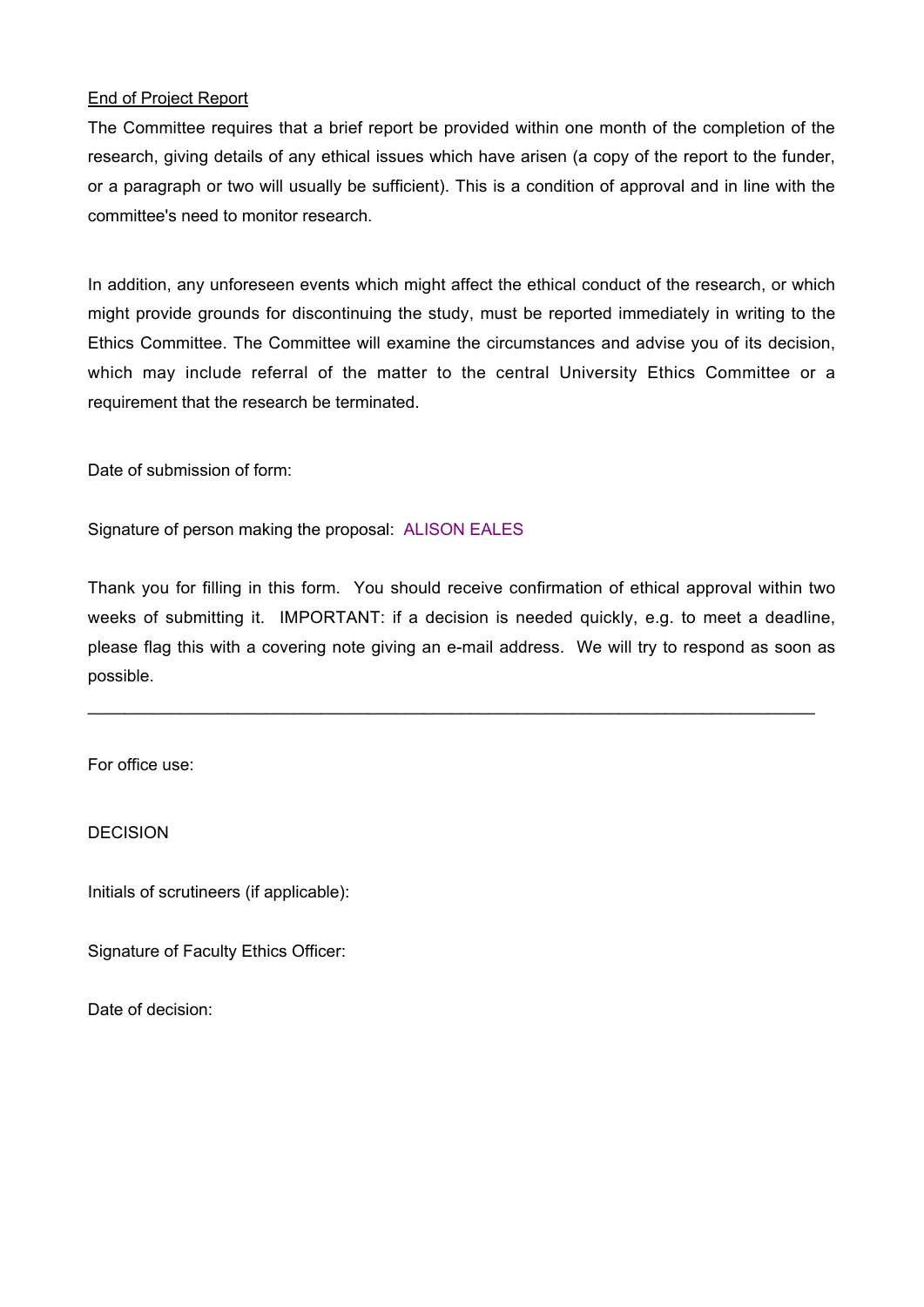<u>End of Project Report</u>

The Committee requires that a brief report be provided within one month of the completion of the research, giving details of any ethical issues which have arisen (a copy of the report to the funder, or a paragraph or two will usually be sufficient). This is a condition of approval and in line with the committee's need to monitor research.

In addition, any unforeseen events which might affect the ethical conduct of the research, or which might provide grounds for discontinuing the study, must be reported immediately in writing to the Ethics Committee. The Committee will examine the circumstances and advise you of its decision, which may include referral of the matter to the central University Ethics Committee or a requirement that the research be terminated.

Date of submission of form:

Signature of person making the proposal: ALISON EALES

Thank you for filling in this form. You should receive confirmation of ethical approval within two weeks of submitting it. IMPORTANT: if a decision is needed quickly, e.g. to meet a deadline, please flag this with a covering note giving an e-mail address. We will try to respond as soon as possible.

---

For office use:

DECISION

Initials of scrutineers (if applicable):

Signature of Faculty Ethics Officer:

Date of decision: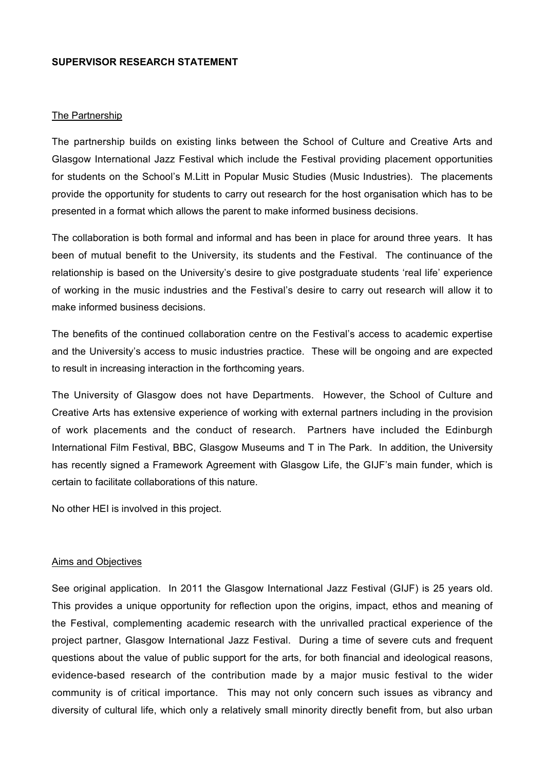**SUPERVISOR RESEARCH STATEMENT**

<u>The Partnership</u>

The partnership builds on existing links between the School of Culture and Creative Arts and Glasgow International Jazz Festival which include the Festival providing placement opportunities for students on the School's M.Litt in Popular Music Studies (Music Industries). The placements provide the opportunity for students to carry out research for the host organisation which has to be presented in a format which allows the parent to make informed business decisions.

The collaboration is both formal and informal and has been in place for around three years. It has been of mutual benefit to the University, its students and the Festival. The continuance of the relationship is based on the University's desire to give postgraduate students 'real life' experience of working in the music industries and the Festival's desire to carry out research will allow it to make informed business decisions.

The benefits of the continued collaboration centre on the Festival's access to academic expertise and the University's access to music industries practice. These will be ongoing and are expected to result in increasing interaction in the forthcoming years.

The University of Glasgow does not have Departments. However, the School of Culture and Creative Arts has extensive experience of working with external partners including in the provision of work placements and the conduct of research. Partners have included the Edinburgh International Film Festival, BBC, Glasgow Museums and T in The Park. In addition, the University has recently signed a Framework Agreement with Glasgow Life, the GIJF's main funder, which is certain to facilitate collaborations of this nature.

No other HEI is involved in this project.

<u>Aims and Objectives</u>

See original application. In 2011 the Glasgow International Jazz Festival (GIJF) is 25 years old. This provides a unique opportunity for reflection upon the origins, impact, ethos and meaning of the Festival, complementing academic research with the unrivalled practical experience of the project partner, Glasgow International Jazz Festival. During a time of severe cuts and frequent questions about the value of public support for the arts, for both financial and ideological reasons, evidence-based research of the contribution made by a major music festival to the wider community is of critical importance. This may not only concern such issues as vibrancy and diversity of cultural life, which only a relatively small minority directly benefit from, but also urban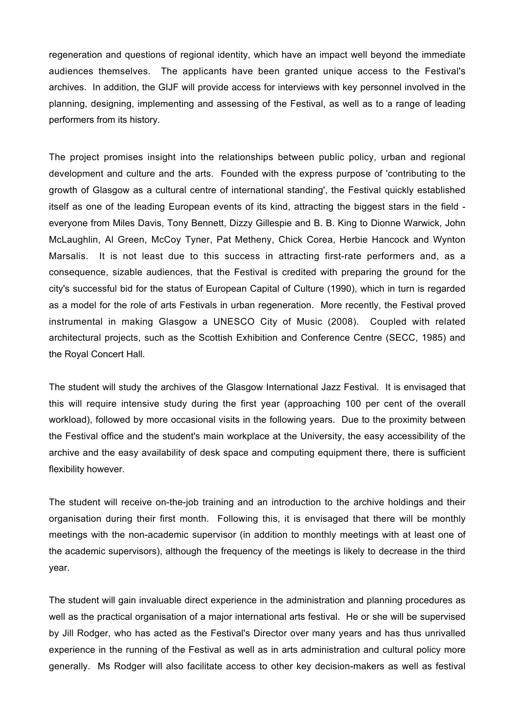regeneration and questions of regional identity, which have an impact well beyond the immediate audiences themselves. The applicants have been granted unique access to the Festival's archives. In addition, the GIJF will provide access for interviews with key personnel involved in the planning, designing, implementing and assessing of the Festival, as well as to a range of leading performers from its history.

The project promises insight into the relationships between public policy, urban and regional development and culture and the arts. Founded with the express purpose of 'contributing to the growth of Glasgow as a cultural centre of international standing', the Festival quickly established itself as one of the leading European events of its kind, attracting the biggest stars in the field - everyone from Miles Davis, Tony Bennett, Dizzy Gillespie and B. B. King to Dionne Warwick, John McLaughlin, Al Green, McCoy Tyner, Pat Metheny, Chick Corea, Herbie Hancock and Wynton Marsalis. It is not least due to this success in attracting first-rate performers and, as a consequence, sizable audiences, that the Festival is credited with preparing the ground for the city's successful bid for the status of European Capital of Culture (1990), which in turn is regarded as a model for the role of arts Festivals in urban regeneration. More recently, the Festival proved instrumental in making Glasgow a UNESCO City of Music (2008). Coupled with related architectural projects, such as the Scottish Exhibition and Conference Centre (SECC, 1985) and the Royal Concert Hall.

The student will study the archives of the Glasgow International Jazz Festival. It is envisaged that this will require intensive study during the first year (approaching 100 per cent of the overall workload), followed by more occasional visits in the following years. Due to the proximity between the Festival office and the student's main workplace at the University, the easy accessibility of the archive and the easy availability of desk space and computing equipment there, there is sufficient flexibility however.

The student will receive on-the-job training and an introduction to the archive holdings and their organisation during their first month. Following this, it is envisaged that there will be monthly meetings with the non-academic supervisor (in addition to monthly meetings with at least one of the academic supervisors), although the frequency of the meetings is likely to decrease in the third year.

The student will gain invaluable direct experience in the administration and planning procedures as well as the practical organisation of a major international arts festival. He or she will be supervised by Jill Rodger, who has acted as the Festival's Director over many years and has thus unrivalled experience in the running of the Festival as well as in arts administration and cultural policy more generally. Ms Rodger will also facilitate access to other key decision-makers as well as festival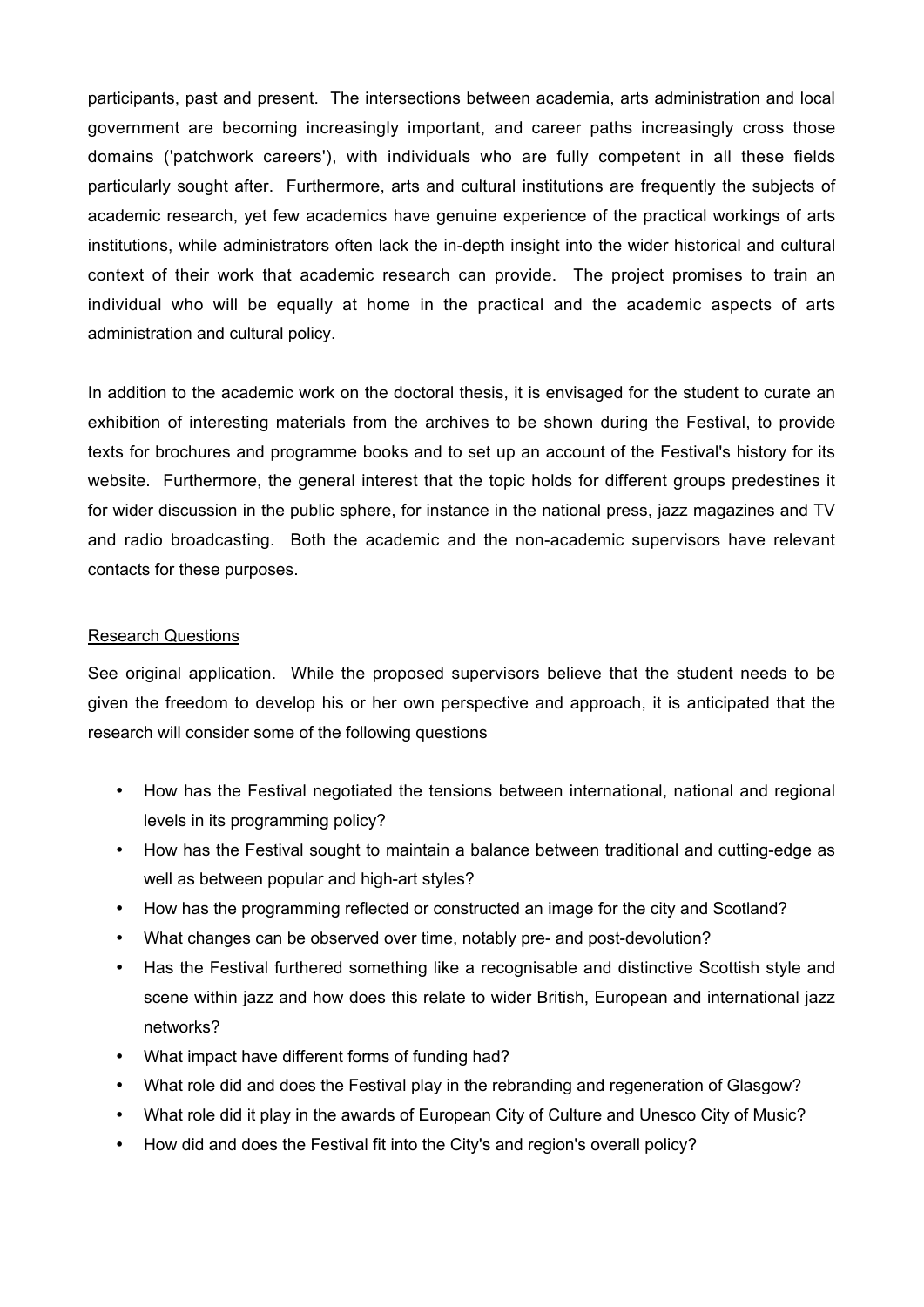participants, past and present. The intersections between academia, arts administration and local government are becoming increasingly important, and career paths increasingly cross those domains ('patchwork careers'), with individuals who are fully competent in all these fields particularly sought after. Furthermore, arts and cultural institutions are frequently the subjects of academic research, yet few academics have genuine experience of the practical workings of arts institutions, while administrators often lack the in-depth insight into the wider historical and cultural context of their work that academic research can provide. The project promises to train an individual who will be equally at home in the practical and the academic aspects of arts administration and cultural policy.

In addition to the academic work on the doctoral thesis, it is envisaged for the student to curate an exhibition of interesting materials from the archives to be shown during the Festival, to provide texts for brochures and programme books and to set up an account of the Festival's history for its website. Furthermore, the general interest that the topic holds for different groups predestines it for wider discussion in the public sphere, for instance in the national press, jazz magazines and TV and radio broadcasting. Both the academic and the non-academic supervisors have relevant contacts for these purposes.

## Research Questions

See original application. While the proposed supervisors believe that the student needs to be given the freedom to develop his or her own perspective and approach, it is anticipated that the research will consider some of the following questions

- How has the Festival negotiated the tensions between international, national and regional levels in its programming policy?
- How has the Festival sought to maintain a balance between traditional and cutting-edge as well as between popular and high-art styles?
- How has the programming reflected or constructed an image for the city and Scotland?
- What changes can be observed over time, notably pre- and post-devolution?
- Has the Festival furthered something like a recognisable and distinctive Scottish style and scene within jazz and how does this relate to wider British, European and international jazz networks?
- What impact have different forms of funding had?
- What role did and does the Festival play in the rebranding and regeneration of Glasgow?
- What role did it play in the awards of European City of Culture and Unesco City of Music?
- How did and does the Festival fit into the City's and region's overall policy?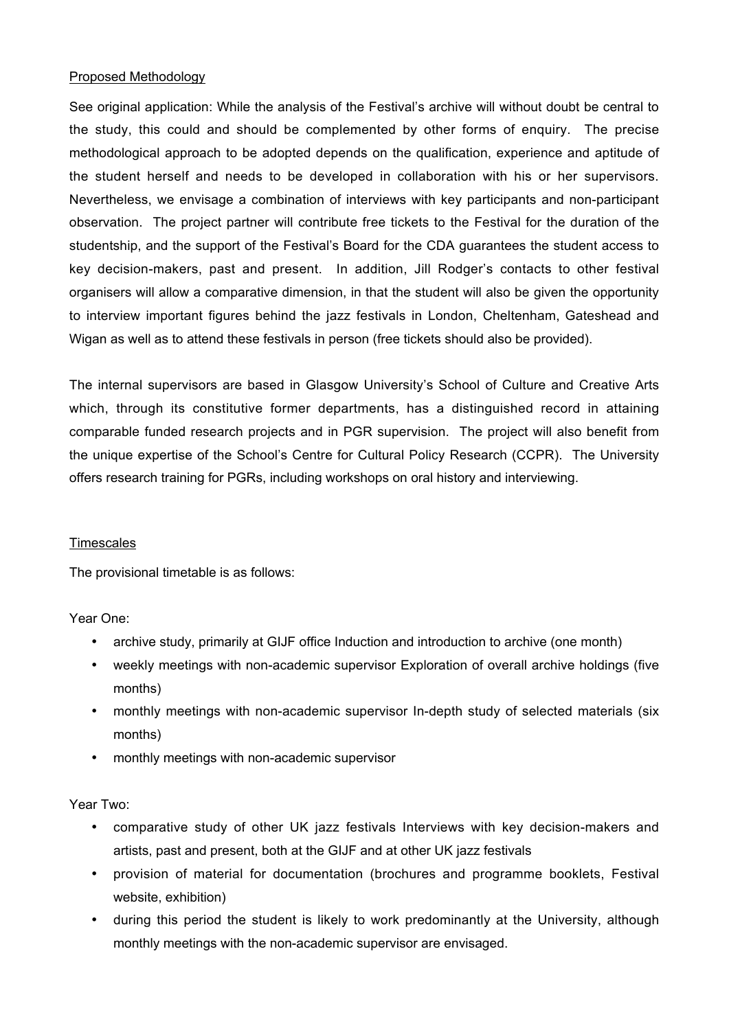Proposed Methodology

See original application: While the analysis of the Festival's archive will without doubt be central to the study, this could and should be complemented by other forms of enquiry. The precise methodological approach to be adopted depends on the qualification, experience and aptitude of the student herself and needs to be developed in collaboration with his or her supervisors. Nevertheless, we envisage a combination of interviews with key participants and non-participant observation. The project partner will contribute free tickets to the Festival for the duration of the studentship, and the support of the Festival's Board for the CDA guarantees the student access to key decision-makers, past and present. In addition, Jill Rodger's contacts to other festival organisers will allow a comparative dimension, in that the student will also be given the opportunity to interview important figures behind the jazz festivals in London, Cheltenham, Gateshead and Wigan as well as to attend these festivals in person (free tickets should also be provided).

The internal supervisors are based in Glasgow University's School of Culture and Creative Arts which, through its constitutive former departments, has a distinguished record in attaining comparable funded research projects and in PGR supervision. The project will also benefit from the unique expertise of the School's Centre for Cultural Policy Research (CCPR). The University offers research training for PGRs, including workshops on oral history and interviewing.

Timescales

The provisional timetable is as follows:

Year One:

- archive study, primarily at GIJF office Induction and introduction to archive (one month)
- weekly meetings with non-academic supervisor Exploration of overall archive holdings (five months)
- monthly meetings with non-academic supervisor In-depth study of selected materials (six months)
- monthly meetings with non-academic supervisor

Year Two:

- comparative study of other UK jazz festivals Interviews with key decision-makers and artists, past and present, both at the GIJF and at other UK jazz festivals
- provision of material for documentation (brochures and programme booklets, Festival website, exhibition)
- during this period the student is likely to work predominantly at the University, although monthly meetings with the non-academic supervisor are envisaged.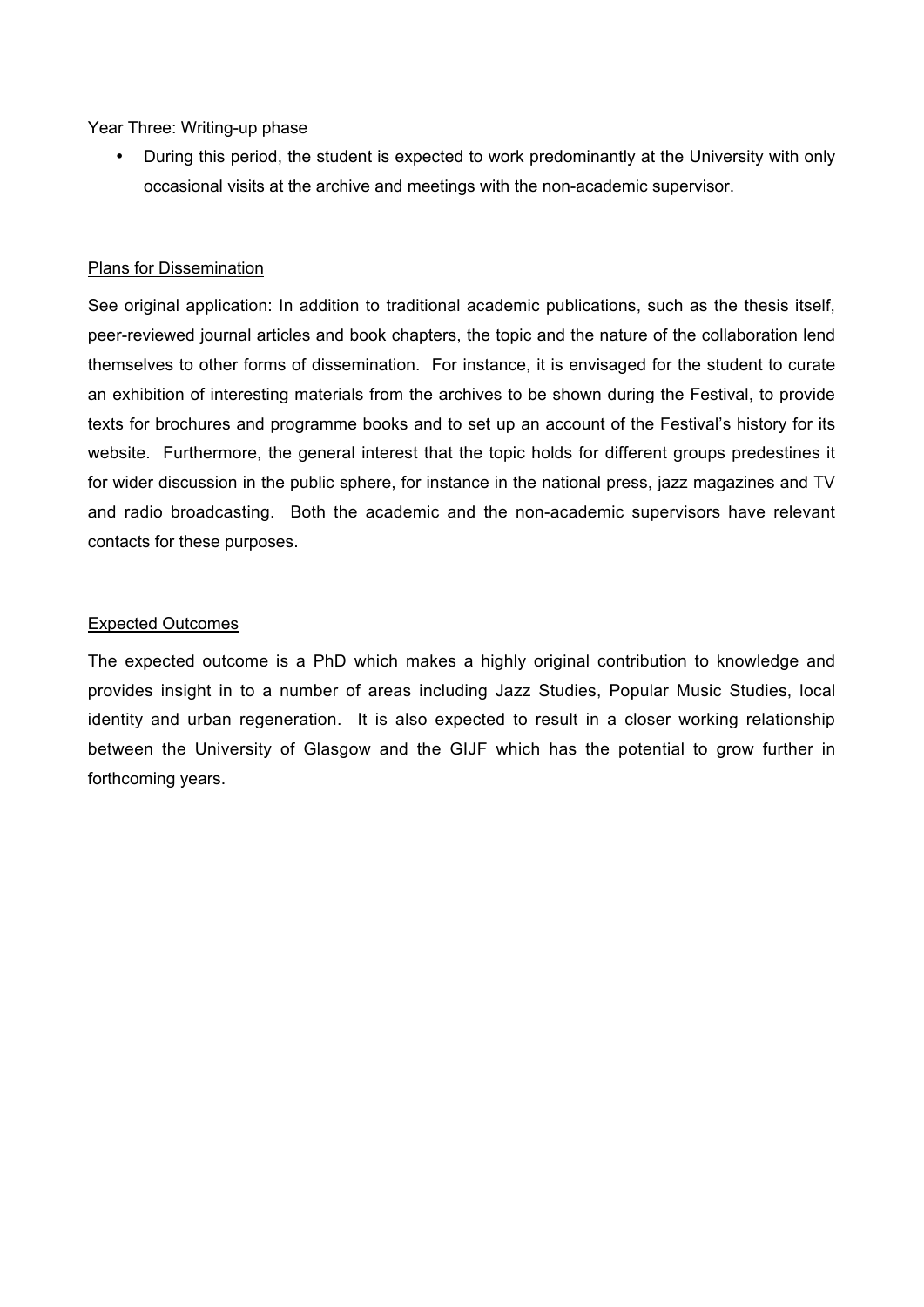Year Three: Writing-up phase

- During this period, the student is expected to work predominantly at the University with only occasional visits at the archive and meetings with the non-academic supervisor.

<u>Plans for Dissemination</u>

See original application: In addition to traditional academic publications, such as the thesis itself, peer-reviewed journal articles and book chapters, the topic and the nature of the collaboration lend themselves to other forms of dissemination. For instance, it is envisaged for the student to curate an exhibition of interesting materials from the archives to be shown during the Festival, to provide texts for brochures and programme books and to set up an account of the Festival's history for its website. Furthermore, the general interest that the topic holds for different groups predestines it for wider discussion in the public sphere, for instance in the national press, jazz magazines and TV and radio broadcasting. Both the academic and the non-academic supervisors have relevant contacts for these purposes.

<u>Expected Outcomes</u>

The expected outcome is a PhD which makes a highly original contribution to knowledge and provides insight in to a number of areas including Jazz Studies, Popular Music Studies, local identity and urban regeneration. It is also expected to result in a closer working relationship between the University of Glasgow and the GIJF which has the potential to grow further in forthcoming years.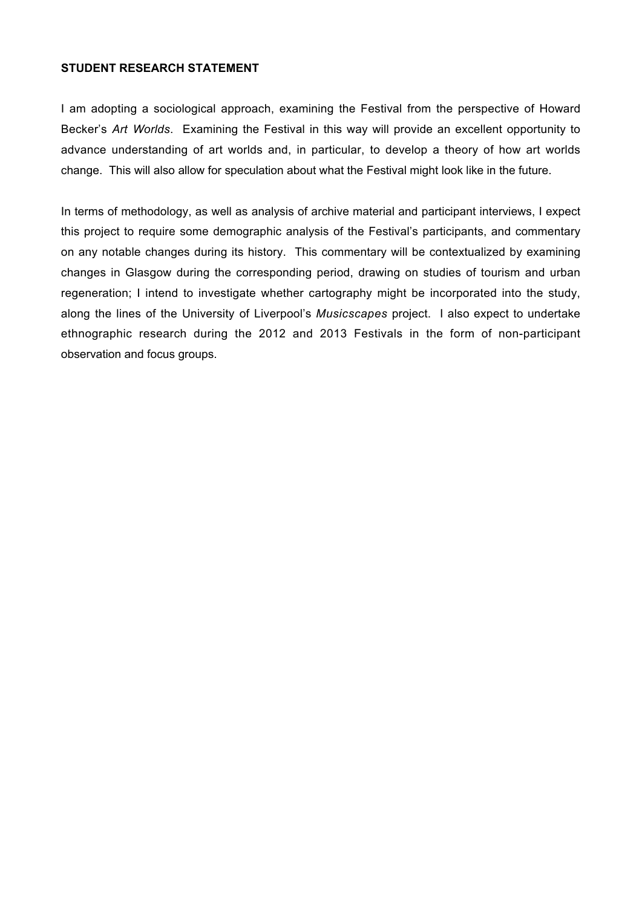**STUDENT RESEARCH STATEMENT**

I am adopting a sociological approach, examining the Festival from the perspective of Howard Becker's *Art Worlds*. Examining the Festival in this way will provide an excellent opportunity to advance understanding of art worlds and, in particular, to develop a theory of how art worlds change. This will also allow for speculation about what the Festival might look like in the future.

In terms of methodology, as well as analysis of archive material and participant interviews, I expect this project to require some demographic analysis of the Festival's participants, and commentary on any notable changes during its history. This commentary will be contextualized by examining changes in Glasgow during the corresponding period, drawing on studies of tourism and urban regeneration; I intend to investigate whether cartography might be incorporated into the study, along the lines of the University of Liverpool's *Musicscapes* project. I also expect to undertake ethnographic research during the 2012 and 2013 Festivals in the form of non-participant observation and focus groups.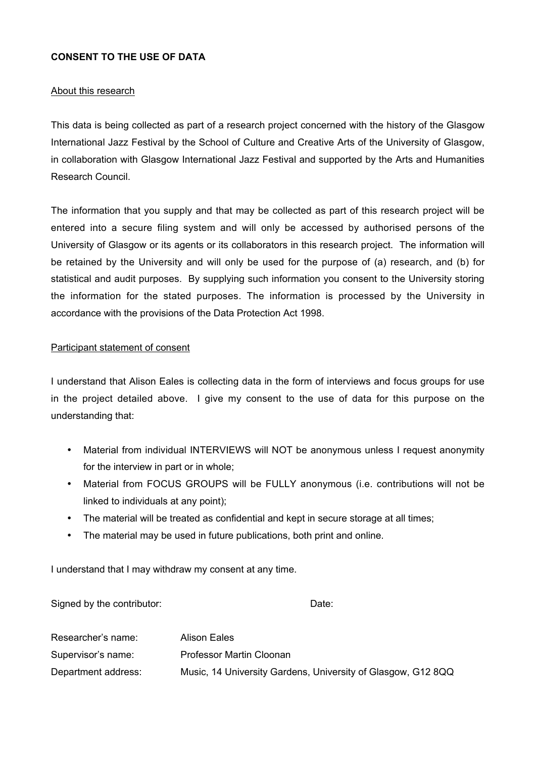**CONSENT TO THE USE OF DATA**

About this research

This data is being collected as part of a research project concerned with the history of the Glasgow International Jazz Festival by the School of Culture and Creative Arts of the University of Glasgow, in collaboration with Glasgow International Jazz Festival and supported by the Arts and Humanities Research Council.

The information that you supply and that may be collected as part of this research project will be entered into a secure filing system and will only be accessed by authorised persons of the University of Glasgow or its agents or its collaborators in this research project. The information will be retained by the University and will only be used for the purpose of (a) research, and (b) for statistical and audit purposes. By supplying such information you consent to the University storing the information for the stated purposes. The information is processed by the University in accordance with the provisions of the Data Protection Act 1998.

Participant statement of consent

I understand that Alison Eales is collecting data in the form of interviews and focus groups for use in the project detailed above. I give my consent to the use of data for this purpose on the understanding that:

- Material from individual INTERVIEWS will NOT be anonymous unless I request anonymity for the interview in part or in whole;
- Material from FOCUS GROUPS will be FULLY anonymous (i.e. contributions will not be linked to individuals at any point);
- The material will be treated as confidential and kept in secure storage at all times;
- The material may be used in future publications, both print and online.

I understand that I may withdraw my consent at any time.

Signed by the contributor: Date:

Researcher's name: Alison Eales
Supervisor's name: Professor Martin Cloonan
Department address: Music, 14 University Gardens, University of Glasgow, G12 8QQ